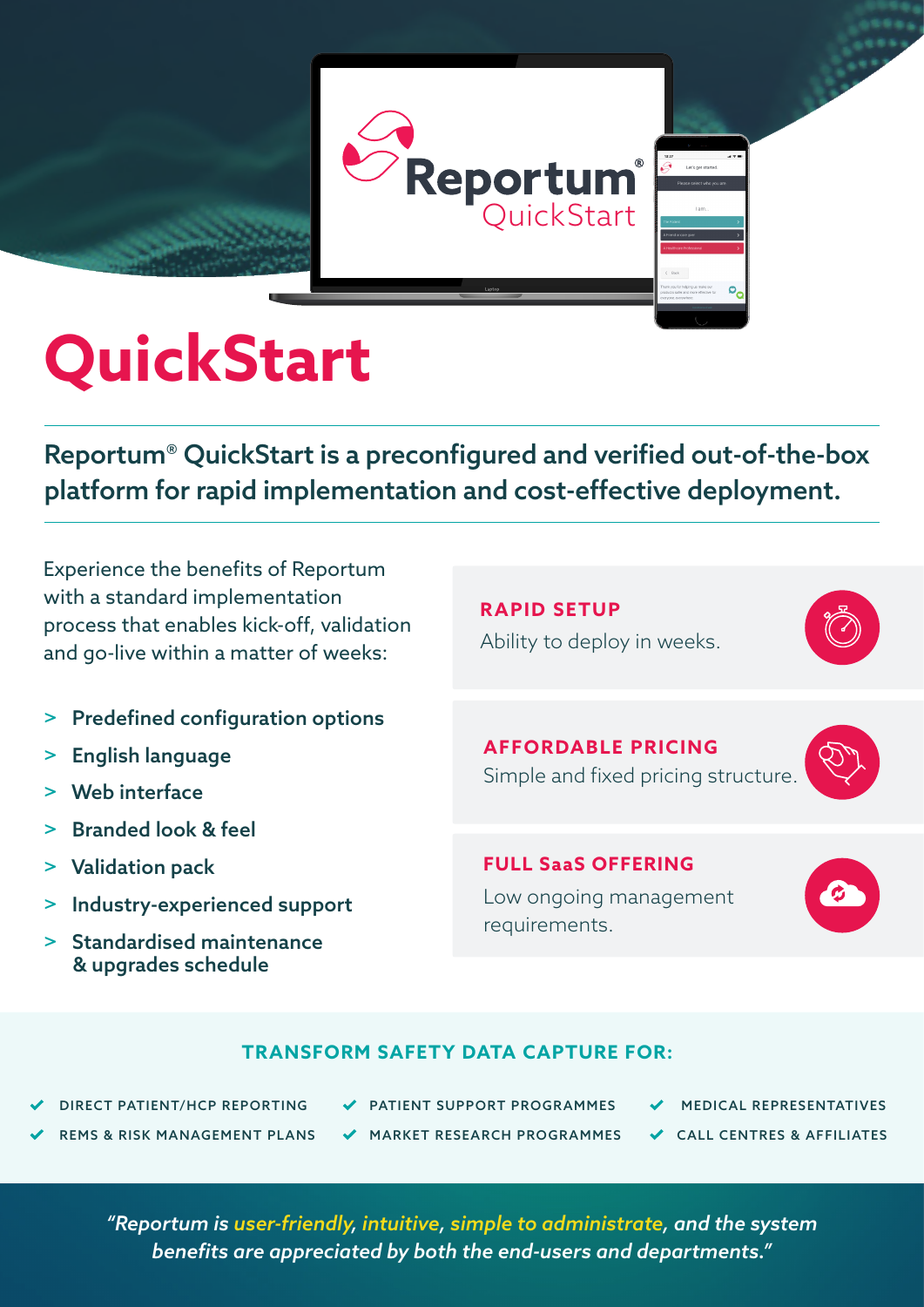# QuickStart

**Reportum® QuickStart is a preconfigured and verified out-of-the-box platform for rapid implementation and cost-effective deployment.**

Experience the benefits of Reportum with a standard implementation process that enables kick-off, validation and go-live within a matter of weeks:

- **Predefined configuration options**
- **English language**
- **Web interface**
- **Branded look & feel**
- **Validation pack**
- **Industry-experienced support**
- **Standardised maintenance & upgrades schedule**

**RAPID SETUP**

Ability to deploy in weeks.

**AFFORDABLE PRICING**

Simple and fixed pricing structure.

**FULL SaaS OFFERING**

Low ongoing management requirements.

## TRANSFORM SAFETY DATA CAPTURE FOR:

- DIRECT PATIENT/HCP REPORTING
- REMS & RISK MANAGEMENT PLANS
- PATIENT SUPPORT PROGRAMMES
- MARKET RESEARCH PROGRAMMES
- MEDICAL REPRESENTATIVES
- CALL CENTRES & AFFILIATES

*“Reportum is user-friendly, intuitive, simple to administrate, and the system benefits are appreciated by both the end-users and departments.”*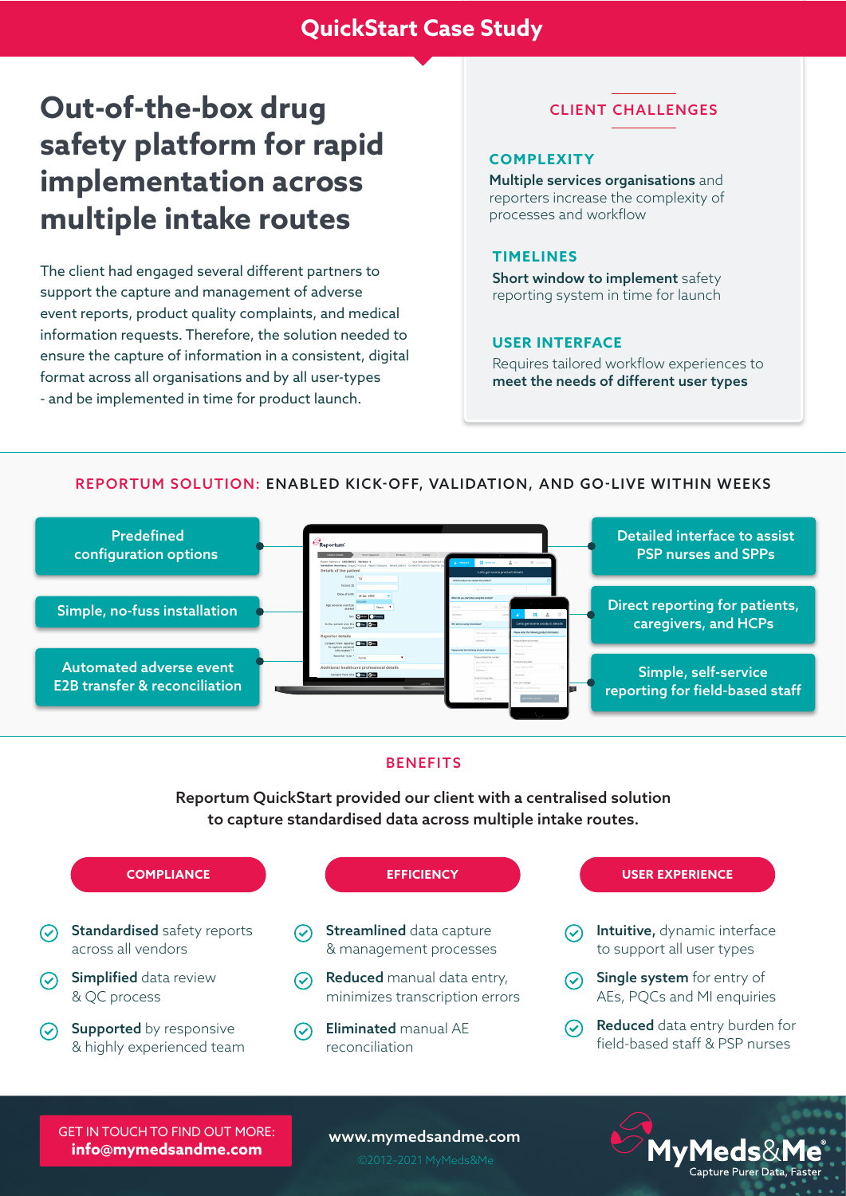# QuickStart Case Study

## Out-of-the-box drug safety platform for rapid implementation across multiple intake routes

The client had engaged several different partners to support the capture and management of adverse event reports, product quality complaints, and medical information requests. Therefore, the solution needed to ensure the capture of information in a consistent, digital format across all organisations and by all user-types - and be implemented in time for product launch.

### CLIENT CHALLENGES

**COMPLEXITY**

**Multiple services organisations** and reporters increase the complexity of processes and workflow

**TIMELINES**

**Short window to implement** safety reporting system in time for launch

**USER INTERFACE**

Requires tailored workflow experiences to **meet the needs of different user types**

## REPORTUM SOLUTION: ENABLED KICK-OFF, VALIDATION, AND GO-LIVE WITHIN WEEKS

- Predefined configuration options
- Simple, no-fuss installation
- Automated adverse event E2B transfer & reconciliation
- Detailed interface to assist PSP nurses and SPPs
- Direct reporting for patients, caregivers, and HCPs
- Simple, self-service reporting for field-based staff

## BENEFITS

**Reportum QuickStart provided our client with a centralised solution to capture standardised data across multiple intake routes.**

### COMPLIANCE

- **Standardised** safety reports across all vendors
- **Simplified** data review & QC process
- **Supported** by responsive & highly experienced team

### EFFICIENCY

- **Streamlined** data capture & management processes
- **Reduced** manual data entry, minimizes transcription errors
- **Eliminated** manual AE reconciliation

### USER EXPERIENCE

- **Intuitive,** dynamic interface to support all user types
- **Single system** for entry of AEs, PQCs and MI enquiries
- **Reduced** data entry burden for field-based staff & PSP nurses

GET IN TOUCH TO FIND OUT MORE:
**info@mymedsandme.com**

www.mymedsandme.com

©2012–2021 MyMeds&Me

MyMeds&Me® Capture Purer Data, Faster